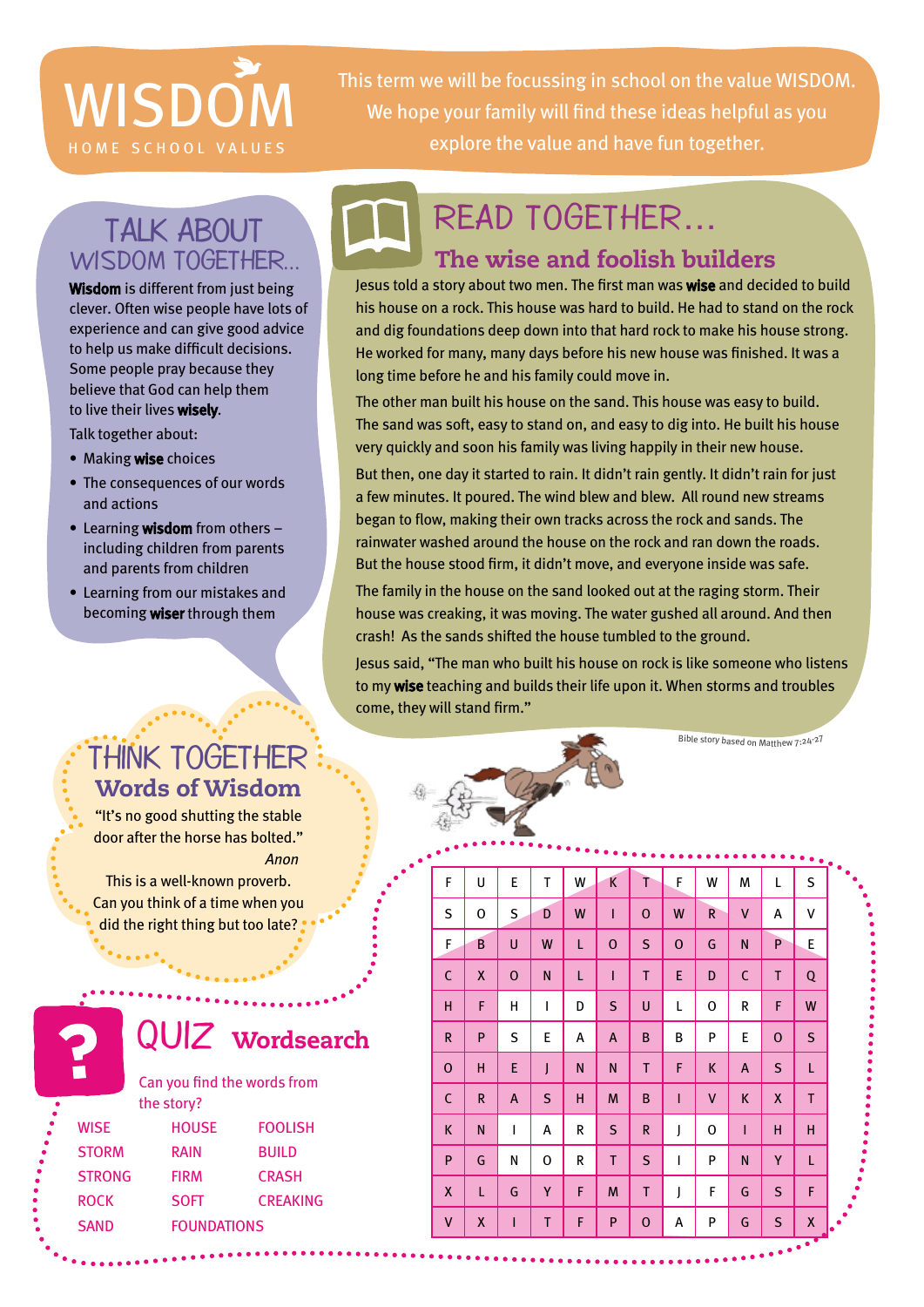# WISDOM

HOME SCHOOL VALUES

This term we will be focussing in school on the value WISDOM. We hope your family will find these ideas helpful as you explore the value and have fun together.

## TALK ABOUT WISDOM TOGETHER...

**Wisdom** is different from just being clever. Often wise people have lots of experience and can give good advice to help us make difficult decisions. Some people pray because they believe that God can help them to live their lives **wisely**.

Talk together about:

- Making **wise** choices
- The consequences of our words and actions
- Learning **wisdom** from others – including children from parents and parents from children
- Learning from our mistakes and becoming **wiser** through them

## READ TOGETHER...

### The wise and foolish builders

Jesus told a story about two men. The first man was **wise** and decided to build his house on a rock. This house was hard to build. He had to stand on the rock and dig foundations deep down into that hard rock to make his house strong. He worked for many, many days before his new house was finished. It was a long time before he and his family could move in.

The other man built his house on the sand. This house was easy to build. The sand was soft, easy to stand on, and easy to dig into. He built his house very quickly and soon his family was living happily in their new house.

But then, one day it started to rain. It didn't rain gently. It didn't rain for just a few minutes. It poured. The wind blew and blew. All round new streams began to flow, making their own tracks across the rock and sands. The rainwater washed around the house on the rock and ran down the roads. But the house stood firm, it didn't move, and everyone inside was safe.

The family in the house on the sand looked out at the raging storm. Their house was creaking, it was moving. The water gushed all around. And then crash! As the sands shifted the house tumbled to the ground.

Jesus said, "The man who built his house on rock is like someone who listens to my **wise** teaching and builds their life upon it. When storms and troubles come, they will stand firm."

Bible story based on Matthew 7:24-27

## THINK TOGETHER

### Words of Wisdom

"It's no good shutting the stable door after the horse has bolted."

*Anon*

This is a well-known proverb. Can you think of a time when you did the right thing but too late?

## QUIZ Wordsearch

Can you find the words from the story?

| | | |
|---|---|---|
| WISE | HOUSE | FOOLISH |
| STORM | RAIN | BUILD |
| STRONG | FIRM | CRASH |
| ROCK | SOFT | CREAKING |
| SAND | FOUNDATIONS | |

| | | | | | | | | | | | |
|---|---|---|---|---|---|---|---|---|---|---|---|
| F | U | E | T | W | K | T | F | W | M | L | S |
| S | O | S | D | W | I | O | W | R | V | A | V |
| F | B | U | W | L | O | S | O | G | N | P | E |
| C | X | O | N | L | I | T | E | D | C | T | Q |
| H | F | H | I | D | S | U | L | O | R | F | W |
| R | P | S | E | A | A | B | B | P | E | O | S |
| O | H | E | J | N | N | T | F | K | A | S | L |
| C | R | A | S | H | M | B | I | V | K | X | T |
| K | N | I | A | R | S | R | J | O | I | H | H |
| P | G | N | O | R | T | S | I | P | N | Y | L |
| X | L | G | Y | F | M | T | J | F | G | S | F |
| V | X | I | T | F | P | O | A | P | G | S | X |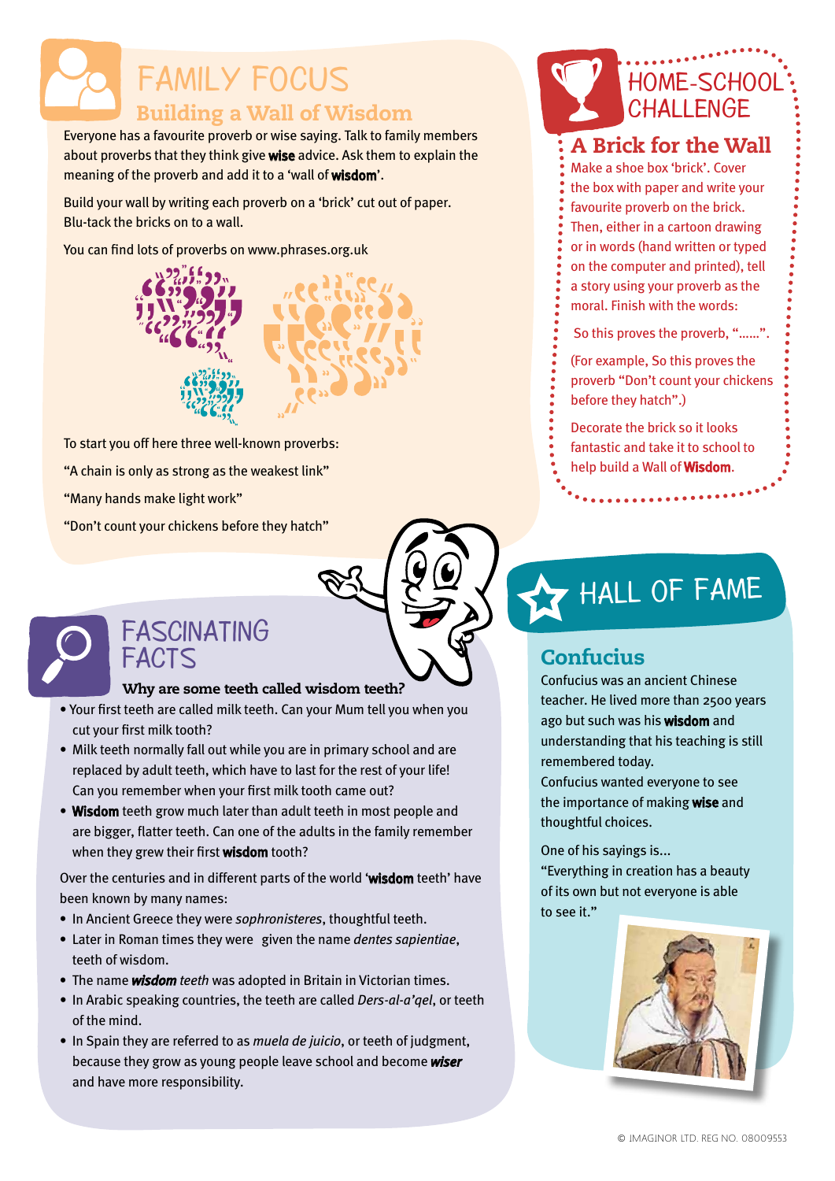# FAMILY FOCUS

## Building a Wall of Wisdom

Everyone has a favourite proverb or wise saying. Talk to family members about proverbs that they think give **wise** advice. Ask them to explain the meaning of the proverb and add it to a 'wall of **wisdom**'.

Build your wall by writing each proverb on a 'brick' cut out of paper. Blu-tack the bricks on to a wall.

You can find lots of proverbs on www.phrases.org.uk

To start you off here three well-known proverbs:

"A chain is only as strong as the weakest link"

"Many hands make light work"

"Don't count your chickens before they hatch"

# HOME-SCHOOL CHALLENGE

## A Brick for the Wall

Make a shoe box 'brick'. Cover the box with paper and write your favourite proverb on the brick. Then, either in a cartoon drawing or in words (hand written or typed on the computer and printed), tell a story using your proverb as the moral. Finish with the words:

So this proves the proverb, "......".

(For example, So this proves the proverb "Don't count your chickens before they hatch".)

Decorate the brick so it looks fantastic and take it to school to help build a Wall of **Wisdom**.

# FASCINATING FACTS

### Why are some teeth called wisdom teeth?

- Your first teeth are called milk teeth. Can your Mum tell you when you cut your first milk tooth?
- Milk teeth normally fall out while you are in primary school and are replaced by adult teeth, which have to last for the rest of your life! Can you remember when your first milk tooth came out?
- **Wisdom** teeth grow much later than adult teeth in most people and are bigger, flatter teeth. Can one of the adults in the family remember when they grew their first **wisdom** tooth?

Over the centuries and in different parts of the world '**wisdom** teeth' have been known by many names:

- In Ancient Greece they were *sophronisteres*, thoughtful teeth.
- Later in Roman times they were given the name *dentes sapientiae*, teeth of wisdom.
- The name ***wisdom*** *teeth* was adopted in Britain in Victorian times.
- In Arabic speaking countries, the teeth are called *Ders-al-a'qel*, or teeth of the mind.
- In Spain they are referred to as *muela de juicio*, or teeth of judgment, because they grow as young people leave school and become ***wiser*** and have more responsibility.

# HALL OF FAME

## Confucius

Confucius was an ancient Chinese teacher. He lived more than 2500 years ago but such was his **wisdom** and understanding that his teaching is still remembered today.

Confucius wanted everyone to see the importance of making **wise** and thoughtful choices.

One of his sayings is...

"Everything in creation has a beauty of its own but not everyone is able to see it."

© IMAGINOR LTD. REG NO. 08009553